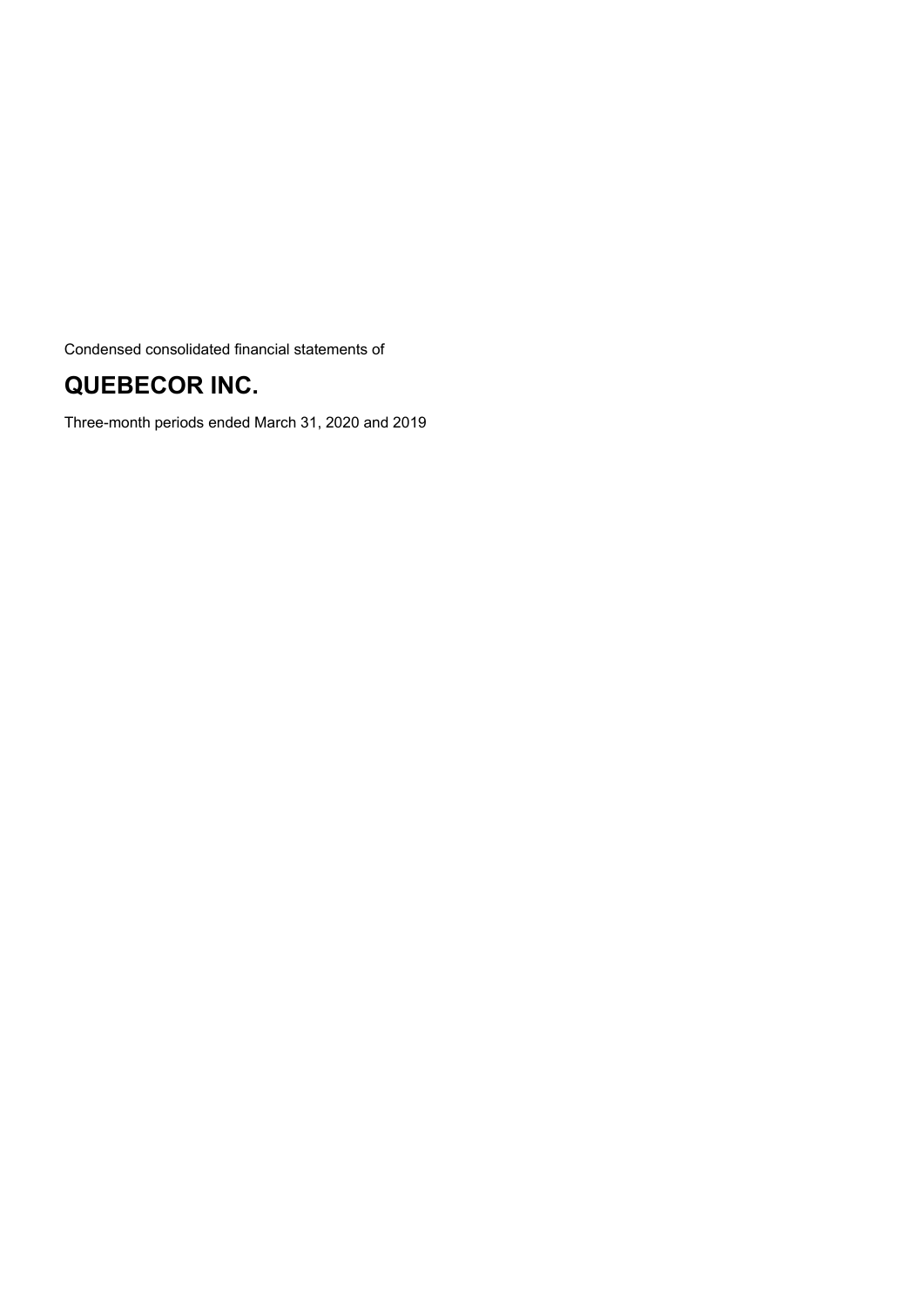Condensed consolidated financial statements of

# QUEBECOR INC.

Three-month periods ended March 31, 2020 and 2019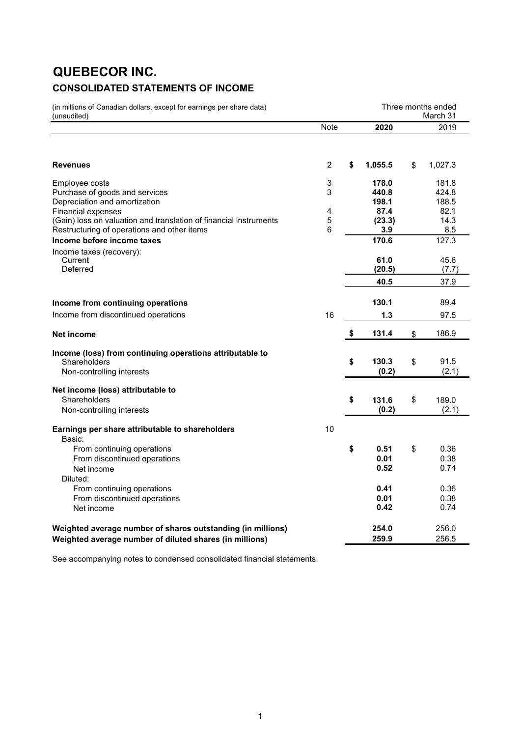# QUEBECOR INC.

## CONSOLIDATED STATEMENTS OF INCOME

(in millions of Canadian dollars, except for earnings per share data)
(unaudited)

| | Note | Three months ended March 31 2020 | 2019 |
|---|---|---|---|
| **Revenues** | 2 | **$ 1,055.5** | $ 1,027.3 |
| Employee costs | 3 | **178.0** | 181.8 |
| Purchase of goods and services | 3 | **440.8** | 424.8 |
| Depreciation and amortization | | **198.1** | 188.5 |
| Financial expenses | 4 | **87.4** | 82.1 |
| (Gain) loss on valuation and translation of financial instruments | 5 | **(23.3)** | 14.3 |
| Restructuring of operations and other items | 6 | **3.9** | 8.5 |
| **Income before income taxes** | | **170.6** | 127.3 |
| Income taxes (recovery): | | | |
| Current | | **61.0** | 45.6 |
| Deferred | | **(20.5)** | (7.7) |
| | | **40.5** | 37.9 |
| **Income from continuing operations** | | **130.1** | 89.4 |
| Income from discontinued operations | 16 | **1.3** | 97.5 |
| **Net income** | | **$ 131.4** | $ 186.9 |
| **Income (loss) from continuing operations attributable to** | | | |
| Shareholders | | **$ 130.3** | $ 91.5 |
| Non-controlling interests | | **(0.2)** | (2.1) |
| **Net income (loss) attributable to** | | | |
| Shareholders | | **$ 131.6** | $ 189.0 |
| Non-controlling interests | | **(0.2)** | (2.1) |
| **Earnings per share attributable to shareholders** | 10 | | |
| Basic: | | | |
| From continuing operations | | **$ 0.51** | $ 0.36 |
| From discontinued operations | | **0.01** | 0.38 |
| Net income | | **0.52** | 0.74 |
| Diluted: | | | |
| From continuing operations | | **0.41** | 0.36 |
| From discontinued operations | | **0.01** | 0.38 |
| Net income | | **0.42** | 0.74 |
| **Weighted average number of shares outstanding (in millions)** | | **254.0** | 256.0 |
| **Weighted average number of diluted shares (in millions)** | | **259.9** | 256.5 |

See accompanying notes to condensed consolidated financial statements.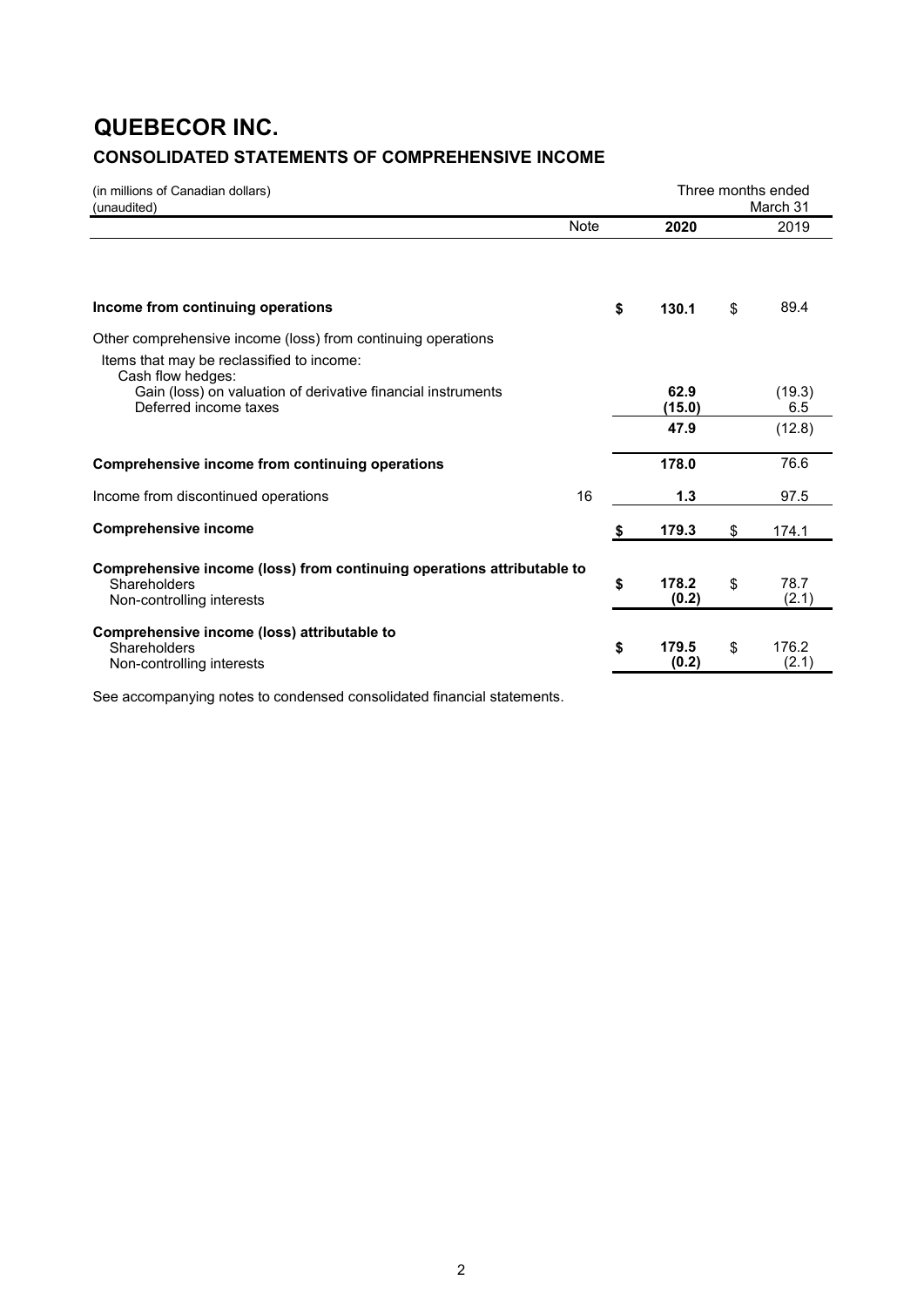# QUEBECOR INC.

## CONSOLIDATED STATEMENTS OF COMPREHENSIVE INCOME

(in millions of Canadian dollars)
(unaudited)

| | Note | Three months ended March 31 2020 | 2019 |
|---|---|---|---|
| **Income from continuing operations** | | **$ 130.1** | $ 89.4 |
| Other comprehensive income (loss) from continuing operations | | | |
| Items that may be reclassified to income: | | | |
| Cash flow hedges: | | | |
| Gain (loss) on valuation of derivative financial instruments | | **62.9** | (19.3) |
| Deferred income taxes | | **(15.0)** | 6.5 |
| | | **47.9** | (12.8) |
| **Comprehensive income from continuing operations** | | **178.0** | 76.6 |
| Income from discontinued operations | 16 | **1.3** | 97.5 |
| **Comprehensive income** | | **$ 179.3** | $ 174.1 |
| **Comprehensive income (loss) from continuing operations attributable to** | | | |
| Shareholders | | **$ 178.2** | $ 78.7 |
| Non-controlling interests | | **(0.2)** | (2.1) |
| **Comprehensive income (loss) attributable to** | | | |
| Shareholders | | **$ 179.5** | $ 176.2 |
| Non-controlling interests | | **(0.2)** | (2.1) |

See accompanying notes to condensed consolidated financial statements.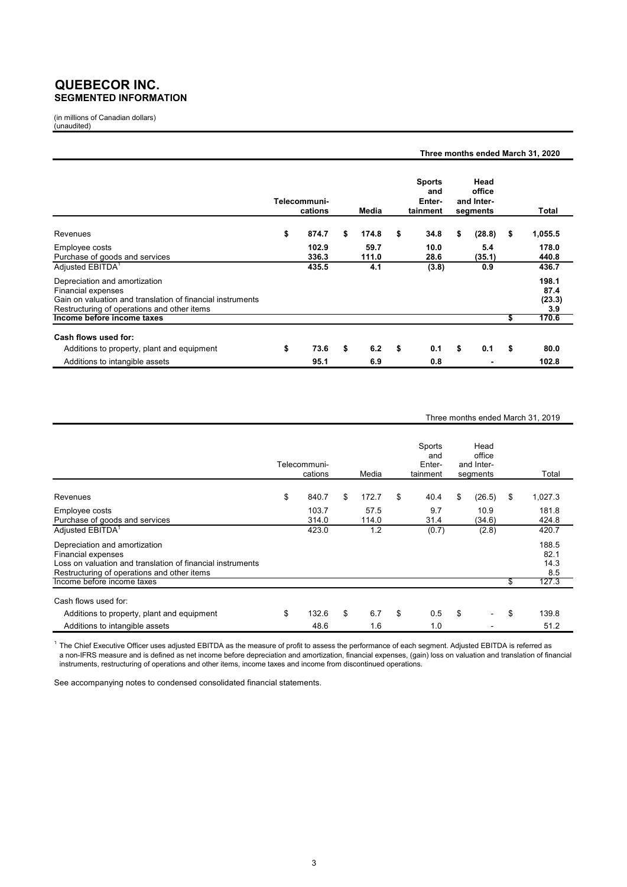# QUEBECOR INC.
## SEGMENTED INFORMATION

(in millions of Canadian dollars)
(unaudited)

**Three months ended March 31, 2020**

| | Telecommunications | Media | Sports and Entertainment | Head office and Inter-segments | Total |
|---|---|---|---|---|---|
| Revenues | $ 874.7 | $ 174.8 | $ 34.8 | $ (28.8) | $ 1,055.5 |
| Employee costs | 102.9 | 59.7 | 10.0 | 5.4 | 178.0 |
| Purchase of goods and services | 336.3 | 111.0 | 28.6 | (35.1) | 440.8 |
| Adjusted EBITDA[1] | 435.5 | 4.1 | (3.8) | 0.9 | 436.7 |
| Depreciation and amortization | | | | | 198.1 |
| Financial expenses | | | | | 87.4 |
| Gain on valuation and translation of financial instruments | | | | | (23.3) |
| Restructuring of operations and other items | | | | | 3.9 |
| **Income before income taxes** | | | | | $ 170.6 |
| **Cash flows used for:** | | | | | |
| Additions to property, plant and equipment | $ 73.6 | $ 6.2 | $ 0.1 | $ 0.1 | $ 80.0 |
| Additions to intangible assets | 95.1 | 6.9 | 0.8 | - | 102.8 |

Three months ended March 31, 2019

| | Telecommunications | Media | Sports and Entertainment | Head office and Inter-segments | Total |
|---|---|---|---|---|---|
| Revenues | $ 840.7 | $ 172.7 | $ 40.4 | $ (26.5) | $ 1,027.3 |
| Employee costs | 103.7 | 57.5 | 9.7 | 10.9 | 181.8 |
| Purchase of goods and services | 314.0 | 114.0 | 31.4 | (34.6) | 424.8 |
| Adjusted EBITDA[1] | 423.0 | 1.2 | (0.7) | (2.8) | 420.7 |
| Depreciation and amortization | | | | | 188.5 |
| Financial expenses | | | | | 82.1 |
| Loss on valuation and translation of financial instruments | | | | | 14.3 |
| Restructuring of operations and other items | | | | | 8.5 |
| Income before income taxes | | | | | $ 127.3 |
| Cash flows used for: | | | | | |
| Additions to property, plant and equipment | $ 132.6 | $ 6.7 | $ 0.5 | $ - | $ 139.8 |
| Additions to intangible assets | 48.6 | 1.6 | 1.0 | - | 51.2 |

[1] The Chief Executive Officer uses adjusted EBITDA as the measure of profit to assess the performance of each segment. Adjusted EBITDA is referred as a non-IFRS measure and is defined as net income before depreciation and amortization, financial expenses, (gain) loss on valuation and translation of financial instruments, restructuring of operations and other items, income taxes and income from discontinued operations.

See accompanying notes to condensed consolidated financial statements.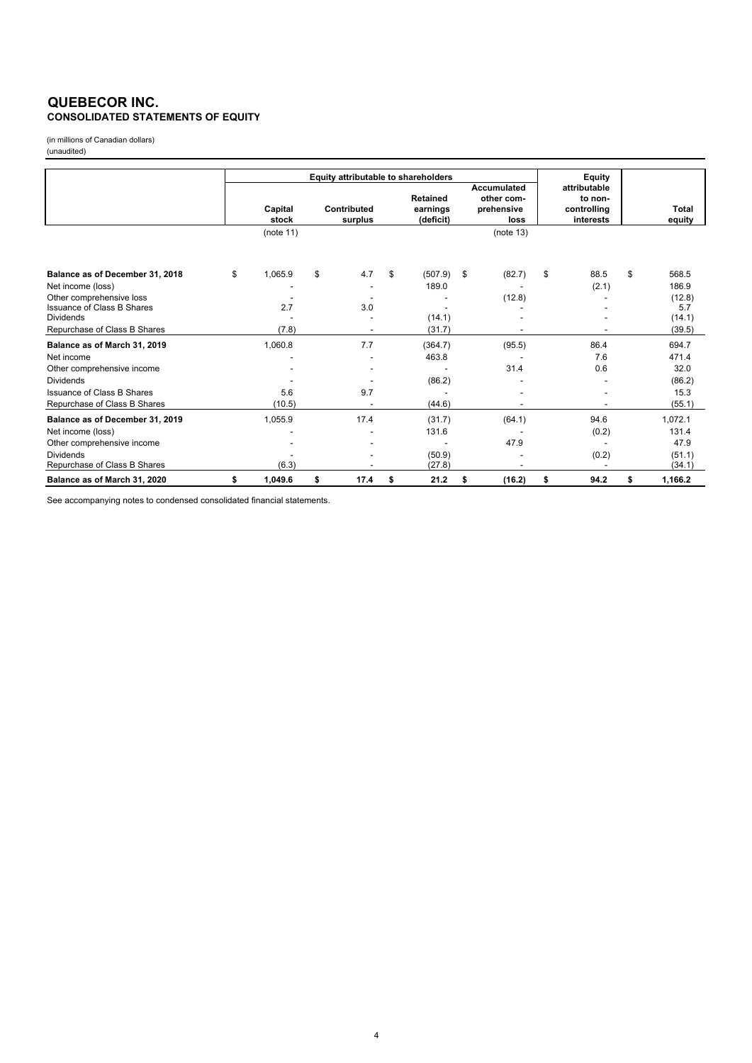# QUEBECOR INC.
## CONSOLIDATED STATEMENTS OF EQUITY

(in millions of Canadian dollars)
(unaudited)

| | Equity attributable to shareholders | | | | Equity attributable to non-controlling interests | Total equity |
|---|---|---|---|---|---|---|
| | Capital stock | Contributed surplus | Retained earnings (deficit) | Accumulated other comprehensive loss | | |
| | (note 11) | | | (note 13) | | |
| **Balance as of December 31, 2018** | $ 1,065.9 | $ 4.7 | $ (507.9) | $ (82.7) | $ 88.5 | $ 568.5 |
| Net income (loss) | - | - | 189.0 | - | (2.1) | 186.9 |
| Other comprehensive loss | - | - | - | (12.8) | - | (12.8) |
| Issuance of Class B Shares | 2.7 | 3.0 | - | - | - | 5.7 |
| Dividends | - | - | (14.1) | - | - | (14.1) |
| Repurchase of Class B Shares | (7.8) | - | (31.7) | - | - | (39.5) |
| **Balance as of March 31, 2019** | 1,060.8 | 7.7 | (364.7) | (95.5) | 86.4 | 694.7 |
| Net income | - | - | 463.8 | - | 7.6 | 471.4 |
| Other comprehensive income | - | - | - | 31.4 | 0.6 | 32.0 |
| Dividends | - | - | (86.2) | - | - | (86.2) |
| Issuance of Class B Shares | 5.6 | 9.7 | - | - | - | 15.3 |
| Repurchase of Class B Shares | (10.5) | - | (44.6) | - | - | (55.1) |
| **Balance as of December 31, 2019** | 1,055.9 | 17.4 | (31.7) | (64.1) | 94.6 | 1,072.1 |
| Net income (loss) | - | - | 131.6 | - | (0.2) | 131.4 |
| Other comprehensive income | - | - | - | 47.9 | - | 47.9 |
| Dividends | - | - | (50.9) | - | (0.2) | (51.1) |
| Repurchase of Class B Shares | (6.3) | - | (27.8) | - | - | (34.1) |
| **Balance as of March 31, 2020** | **$ 1,049.6** | **$ 17.4** | **$ 21.2** | **$ (16.2)** | **$ 94.2** | **$ 1,166.2** |

See accompanying notes to condensed consolidated financial statements.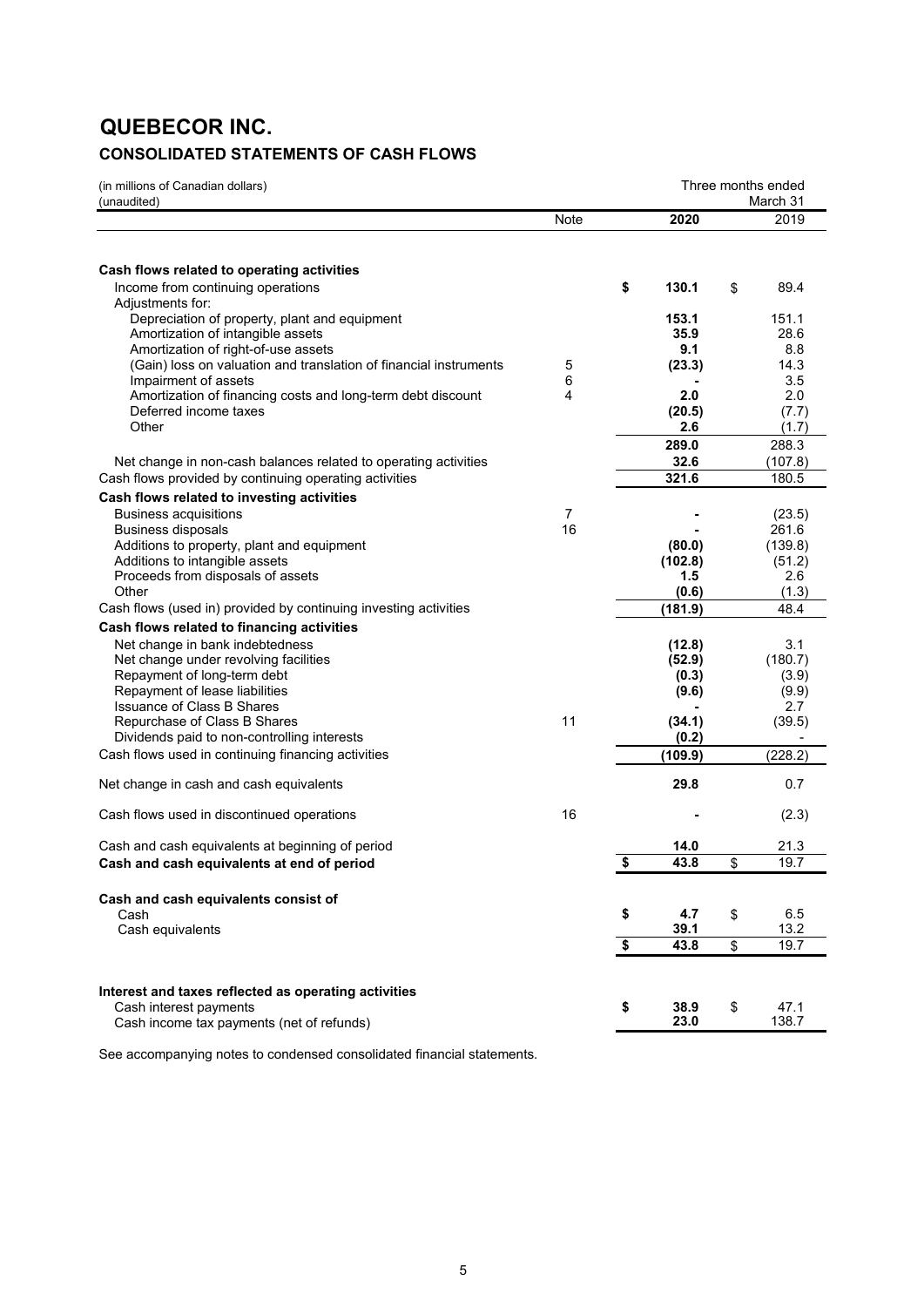# QUEBECOR INC.

## CONSOLIDATED STATEMENTS OF CASH FLOWS

(in millions of Canadian dollars)
(unaudited)

| | Note | Three months ended March 31 2020 | 2019 |
|---|---|---|---|
| **Cash flows related to operating activities** | | | |
| Income from continuing operations | | **$ 130.1** | $ 89.4 |
| Adjustments for: | | | |
| Depreciation of property, plant and equipment | | **153.1** | 151.1 |
| Amortization of intangible assets | | **35.9** | 28.6 |
| Amortization of right-of-use assets | | **9.1** | 8.8 |
| (Gain) loss on valuation and translation of financial instruments | 5 | **(23.3)** | 14.3 |
| Impairment of assets | 6 | **-** | 3.5 |
| Amortization of financing costs and long-term debt discount | 4 | **2.0** | 2.0 |
| Deferred income taxes | | **(20.5)** | (7.7) |
| Other | | **2.6** | (1.7) |
| | | **289.0** | 288.3 |
| Net change in non-cash balances related to operating activities | | **32.6** | (107.8) |
| Cash flows provided by continuing operating activities | | **321.6** | 180.5 |
| **Cash flows related to investing activities** | | | |
| Business acquisitions | 7 | **-** | (23.5) |
| Business disposals | 16 | **-** | 261.6 |
| Additions to property, plant and equipment | | **(80.0)** | (139.8) |
| Additions to intangible assets | | **(102.8)** | (51.2) |
| Proceeds from disposals of assets | | **1.5** | 2.6 |
| Other | | **(0.6)** | (1.3) |
| Cash flows (used in) provided by continuing investing activities | | **(181.9)** | 48.4 |
| **Cash flows related to financing activities** | | | |
| Net change in bank indebtedness | | **(12.8)** | 3.1 |
| Net change under revolving facilities | | **(52.9)** | (180.7) |
| Repayment of long-term debt | | **(0.3)** | (3.9) |
| Repayment of lease liabilities | | **(9.6)** | (9.9) |
| Issuance of Class B Shares | | **-** | 2.7 |
| Repurchase of Class B Shares | 11 | **(34.1)** | (39.5) |
| Dividends paid to non-controlling interests | | **(0.2)** | - |
| Cash flows used in continuing financing activities | | **(109.9)** | (228.2) |
| Net change in cash and cash equivalents | | **29.8** | 0.7 |
| Cash flows used in discontinued operations | 16 | **-** | (2.3) |
| Cash and cash equivalents at beginning of period | | **14.0** | 21.3 |
| **Cash and cash equivalents at end of period** | | **$ 43.8** | $ 19.7 |
| **Cash and cash equivalents consist of** | | | |
| Cash | | **$ 4.7** | $ 6.5 |
| Cash equivalents | | **39.1** | 13.2 |
| | | **$ 43.8** | $ 19.7 |
| **Interest and taxes reflected as operating activities** | | | |
| Cash interest payments | | **$ 38.9** | $ 47.1 |
| Cash income tax payments (net of refunds) | | **23.0** | 138.7 |

See accompanying notes to condensed consolidated financial statements.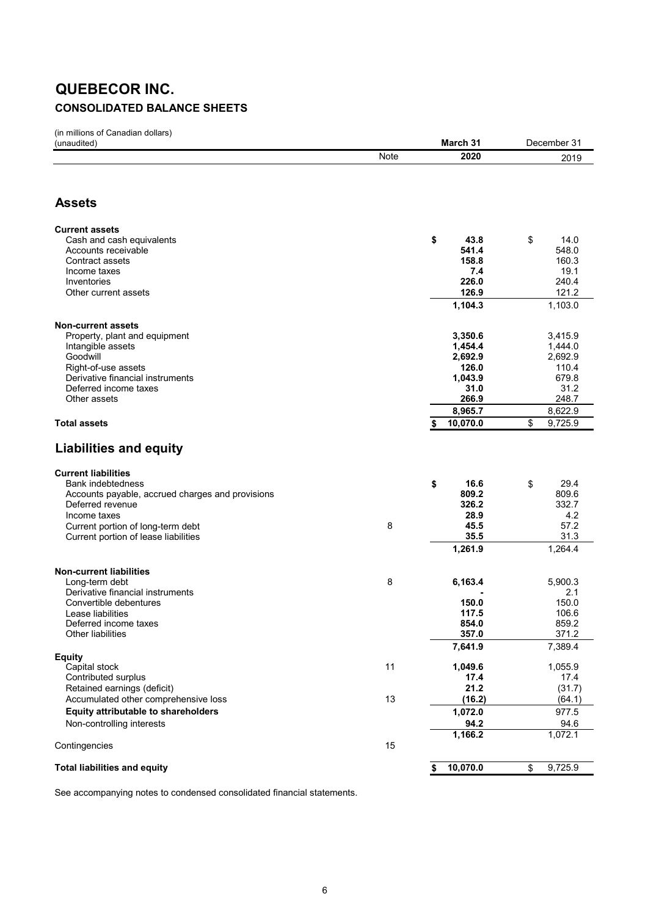# QUEBECOR INC.

## CONSOLIDATED BALANCE SHEETS

(in millions of Canadian dollars)
(unaudited)

| | Note | March 31 2020 | December 31 2019 |
|---|---|---|---|
| **Assets** | | | |
| **Current assets** | | | |
| Cash and cash equivalents | | **$ 43.8** | $ 14.0 |
| Accounts receivable | | **541.4** | 548.0 |
| Contract assets | | **158.8** | 160.3 |
| Income taxes | | **7.4** | 19.1 |
| Inventories | | **226.0** | 240.4 |
| Other current assets | | **126.9** | 121.2 |
| | | **1,104.3** | 1,103.0 |
| **Non-current assets** | | | |
| Property, plant and equipment | | **3,350.6** | 3,415.9 |
| Intangible assets | | **1,454.4** | 1,444.0 |
| Goodwill | | **2,692.9** | 2,692.9 |
| Right-of-use assets | | **126.0** | 110.4 |
| Derivative financial instruments | | **1,043.9** | 679.8 |
| Deferred income taxes | | **31.0** | 31.2 |
| Other assets | | **266.9** | 248.7 |
| | | **8,965.7** | 8,622.9 |
| **Total assets** | | **$ 10,070.0** | $ 9,725.9 |
| **Liabilities and equity** | | | |
| **Current liabilities** | | | |
| Bank indebtedness | | **$ 16.6** | $ 29.4 |
| Accounts payable, accrued charges and provisions | | **809.2** | 809.6 |
| Deferred revenue | | **326.2** | 332.7 |
| Income taxes | | **28.9** | 4.2 |
| Current portion of long-term debt | 8 | **45.5** | 57.2 |
| Current portion of lease liabilities | | **35.5** | 31.3 |
| | | **1,261.9** | 1,264.4 |
| **Non-current liabilities** | | | |
| Long-term debt | 8 | **6,163.4** | 5,900.3 |
| Derivative financial instruments | | **-** | 2.1 |
| Convertible debentures | | **150.0** | 150.0 |
| Lease liabilities | | **117.5** | 106.6 |
| Deferred income taxes | | **854.0** | 859.2 |
| Other liabilities | | **357.0** | 371.2 |
| | | **7,641.9** | 7,389.4 |
| **Equity** | | | |
| Capital stock | 11 | **1,049.6** | 1,055.9 |
| Contributed surplus | | **17.4** | 17.4 |
| Retained earnings (deficit) | | **21.2** | (31.7) |
| Accumulated other comprehensive loss | 13 | **(16.2)** | (64.1) |
| **Equity attributable to shareholders** | | **1,072.0** | 977.5 |
| Non-controlling interests | | **94.2** | 94.6 |
| | | **1,166.2** | 1,072.1 |
| Contingencies | 15 | | |
| **Total liabilities and equity** | | **$ 10,070.0** | $ 9,725.9 |

See accompanying notes to condensed consolidated financial statements.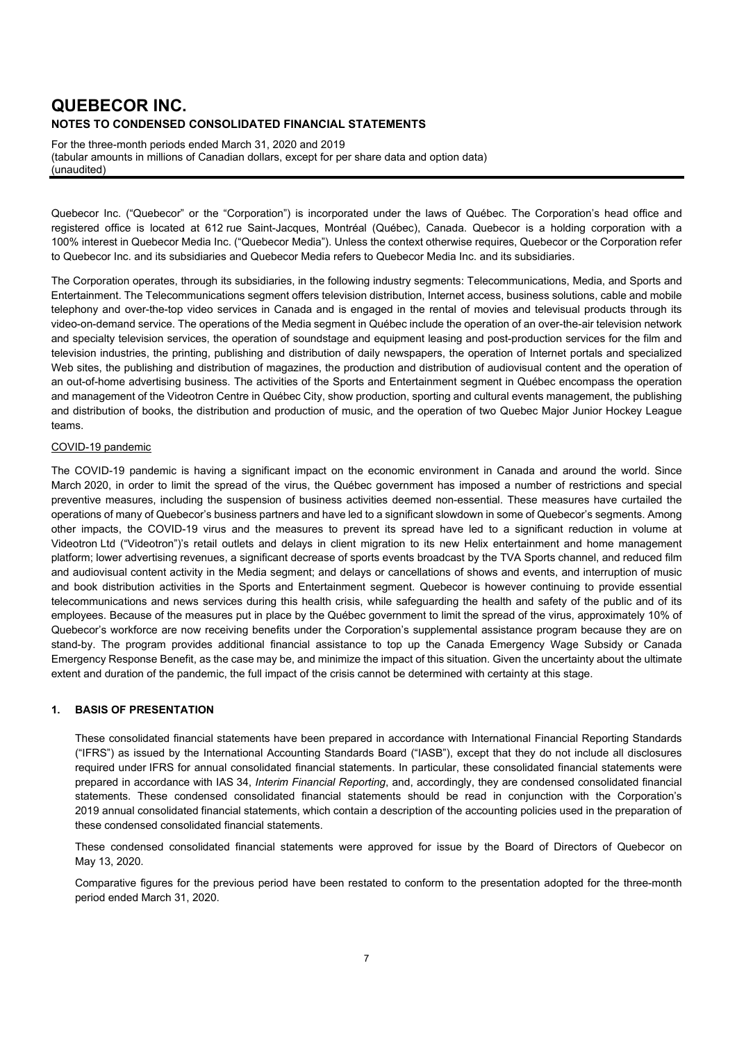Quebecor Inc. ("Quebecor" or the "Corporation") is incorporated under the laws of Québec. The Corporation's head office and registered office is located at 612 rue Saint-Jacques, Montréal (Québec), Canada. Quebecor is a holding corporation with a 100% interest in Quebecor Media Inc. ("Quebecor Media"). Unless the context otherwise requires, Quebecor or the Corporation refer to Quebecor Inc. and its subsidiaries and Quebecor Media refers to Quebecor Media Inc. and its subsidiaries.

The Corporation operates, through its subsidiaries, in the following industry segments: Telecommunications, Media, and Sports and Entertainment. The Telecommunications segment offers television distribution, Internet access, business solutions, cable and mobile telephony and over-the-top video services in Canada and is engaged in the rental of movies and televisual products through its video-on-demand service. The operations of the Media segment in Québec include the operation of an over-the-air television network and specialty television services, the operation of soundstage and equipment leasing and post-production services for the film and television industries, the printing, publishing and distribution of daily newspapers, the operation of Internet portals and specialized Web sites, the publishing and distribution of magazines, the production and distribution of audiovisual content and the operation of an out-of-home advertising business. The activities of the Sports and Entertainment segment in Québec encompass the operation and management of the Videotron Centre in Québec City, show production, sporting and cultural events management, the publishing and distribution of books, the distribution and production of music, and the operation of two Quebec Major Junior Hockey League teams.

COVID-19 pandemic

The COVID-19 pandemic is having a significant impact on the economic environment in Canada and around the world. Since March 2020, in order to limit the spread of the virus, the Québec government has imposed a number of restrictions and special preventive measures, including the suspension of business activities deemed non-essential. These measures have curtailed the operations of many of Quebecor's business partners and have led to a significant slowdown in some of Quebecor's segments. Among other impacts, the COVID-19 virus and the measures to prevent its spread have led to a significant reduction in volume at Videotron Ltd ("Videotron")'s retail outlets and delays in client migration to its new Helix entertainment and home management platform; lower advertising revenues, a significant decrease of sports events broadcast by the TVA Sports channel, and reduced film and audiovisual content activity in the Media segment; and delays or cancellations of shows and events, and interruption of music and book distribution activities in the Sports and Entertainment segment. Quebecor is however continuing to provide essential telecommunications and news services during this health crisis, while safeguarding the health and safety of the public and of its employees. Because of the measures put in place by the Québec government to limit the spread of the virus, approximately 10% of Quebecor's workforce are now receiving benefits under the Corporation's supplemental assistance program because they are on stand-by. The program provides additional financial assistance to top up the Canada Emergency Wage Subsidy or Canada Emergency Response Benefit, as the case may be, and minimize the impact of this situation. Given the uncertainty about the ultimate extent and duration of the pandemic, the full impact of the crisis cannot be determined with certainty at this stage.

## 1. BASIS OF PRESENTATION

These consolidated financial statements have been prepared in accordance with International Financial Reporting Standards ("IFRS") as issued by the International Accounting Standards Board ("IASB"), except that they do not include all disclosures required under IFRS for annual consolidated financial statements. In particular, these consolidated financial statements were prepared in accordance with IAS 34, *Interim Financial Reporting*, and, accordingly, they are condensed consolidated financial statements. These condensed consolidated financial statements should be read in conjunction with the Corporation's 2019 annual consolidated financial statements, which contain a description of the accounting policies used in the preparation of these condensed consolidated financial statements.

These condensed consolidated financial statements were approved for issue by the Board of Directors of Quebecor on May 13, 2020.

Comparative figures for the previous period have been restated to conform to the presentation adopted for the three-month period ended March 31, 2020.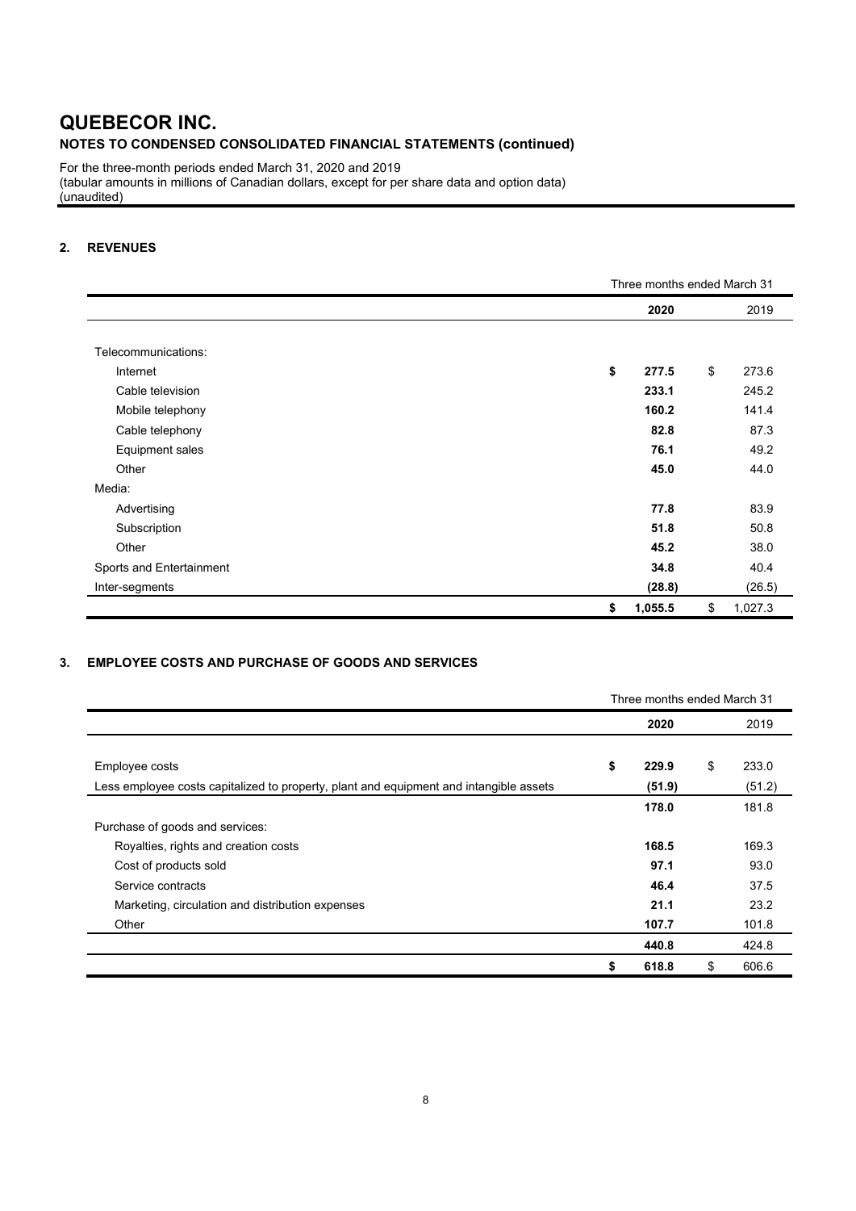# QUEBECOR INC.

**NOTES TO CONDENSED CONSOLIDATED FINANCIAL STATEMENTS (continued)**

For the three-month periods ended March 31, 2020 and 2019
(tabular amounts in millions of Canadian dollars, except for per share data and option data)
(unaudited)

## 2. REVENUES

| | Three months ended March 31 | |
|---|---|---|
| | **2020** | 2019 |
| Telecommunications: | | |
| Internet | **$ 277.5** | $ 273.6 |
| Cable television | **233.1** | 245.2 |
| Mobile telephony | **160.2** | 141.4 |
| Cable telephony | **82.8** | 87.3 |
| Equipment sales | **76.1** | 49.2 |
| Other | **45.0** | 44.0 |
| Media: | | |
| Advertising | **77.8** | 83.9 |
| Subscription | **51.8** | 50.8 |
| Other | **45.2** | 38.0 |
| Sports and Entertainment | **34.8** | 40.4 |
| Inter-segments | **(28.8)** | (26.5) |
| | **$ 1,055.5** | $ 1,027.3 |

## 3. EMPLOYEE COSTS AND PURCHASE OF GOODS AND SERVICES

| | Three months ended March 31 | |
|---|---|---|
| | **2020** | 2019 |
| Employee costs | **$ 229.9** | $ 233.0 |
| Less employee costs capitalized to property, plant and equipment and intangible assets | **(51.9)** | (51.2) |
| | **178.0** | 181.8 |
| Purchase of goods and services: | | |
| Royalties, rights and creation costs | **168.5** | 169.3 |
| Cost of products sold | **97.1** | 93.0 |
| Service contracts | **46.4** | 37.5 |
| Marketing, circulation and distribution expenses | **21.1** | 23.2 |
| Other | **107.7** | 101.8 |
| | **440.8** | 424.8 |
| | **$ 618.8** | $ 606.6 |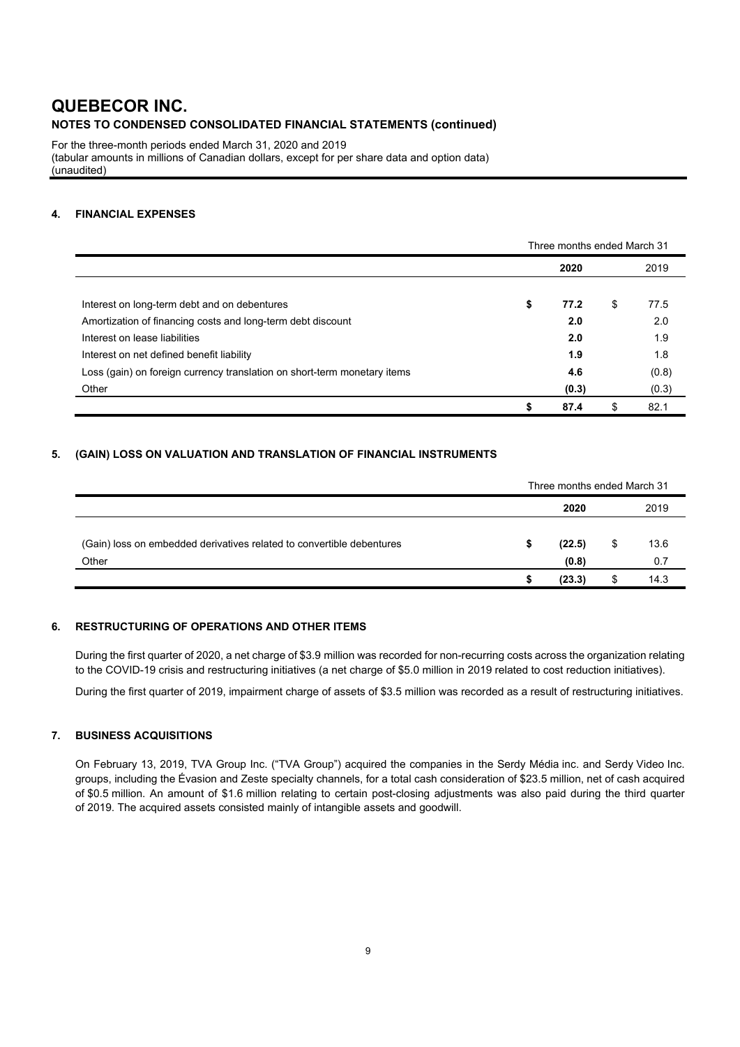# QUEBECOR INC.

**NOTES TO CONDENSED CONSOLIDATED FINANCIAL STATEMENTS (continued)**

For the three-month periods ended March 31, 2020 and 2019
(tabular amounts in millions of Canadian dollars, except for per share data and option data)
(unaudited)

## 4. FINANCIAL EXPENSES

| | Three months ended March 31 | |
|---|---|---|
| | **2020** | 2019 |
| Interest on long-term debt and on debentures | **\$ 77.2** | \$ 77.5 |
| Amortization of financing costs and long-term debt discount | **2.0** | 2.0 |
| Interest on lease liabilities | **2.0** | 1.9 |
| Interest on net defined benefit liability | **1.9** | 1.8 |
| Loss (gain) on foreign currency translation on short-term monetary items | **4.6** | (0.8) |
| Other | **(0.3)** | (0.3) |
| | **\$ 87.4** | \$ 82.1 |

## 5. (GAIN) LOSS ON VALUATION AND TRANSLATION OF FINANCIAL INSTRUMENTS

| | Three months ended March 31 | |
|---|---|---|
| | **2020** | 2019 |
| (Gain) loss on embedded derivatives related to convertible debentures | **\$ (22.5)** | \$ 13.6 |
| Other | **(0.8)** | 0.7 |
| | **\$ (23.3)** | \$ 14.3 |

## 6. RESTRUCTURING OF OPERATIONS AND OTHER ITEMS

During the first quarter of 2020, a net charge of \$3.9 million was recorded for non-recurring costs across the organization relating to the COVID-19 crisis and restructuring initiatives (a net charge of \$5.0 million in 2019 related to cost reduction initiatives).

During the first quarter of 2019, impairment charge of assets of \$3.5 million was recorded as a result of restructuring initiatives.

## 7. BUSINESS ACQUISITIONS

On February 13, 2019, TVA Group Inc. ("TVA Group") acquired the companies in the Serdy Média inc. and Serdy Video Inc. groups, including the Évasion and Zeste specialty channels, for a total cash consideration of \$23.5 million, net of cash acquired of \$0.5 million. An amount of \$1.6 million relating to certain post-closing adjustments was also paid during the third quarter of 2019. The acquired assets consisted mainly of intangible assets and goodwill.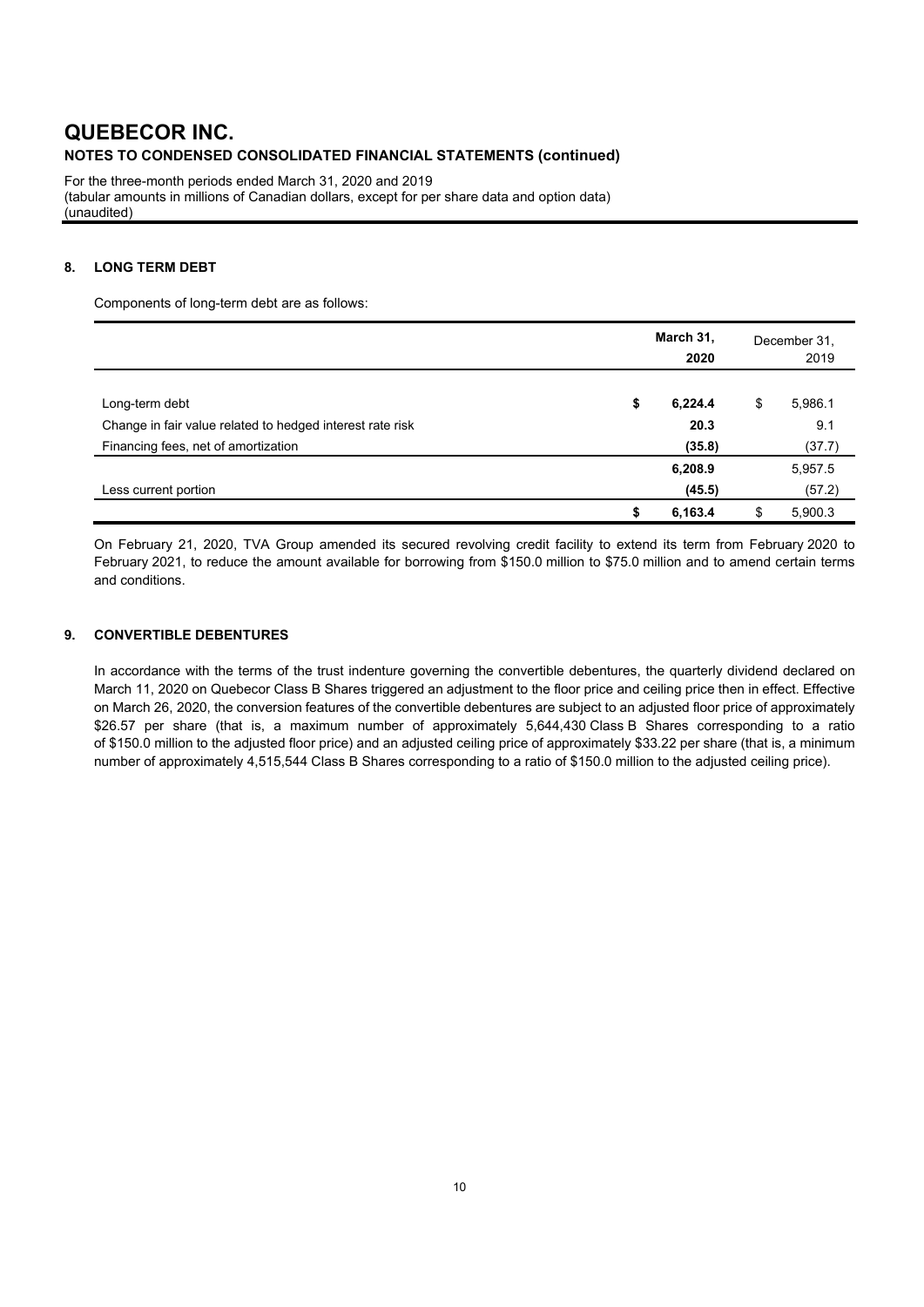# QUEBECOR INC.

**NOTES TO CONDENSED CONSOLIDATED FINANCIAL STATEMENTS (continued)**

For the three-month periods ended March 31, 2020 and 2019
(tabular amounts in millions of Canadian dollars, except for per share data and option data)
(unaudited)

## 8. LONG TERM DEBT

Components of long-term debt are as follows:

| | **March 31, 2020** | December 31, 2019 |
|---|---|---|
| Long-term debt | **$ 6,224.4** | $ 5,986.1 |
| Change in fair value related to hedged interest rate risk | **20.3** | 9.1 |
| Financing fees, net of amortization | **(35.8)** | (37.7) |
| | **6,208.9** | 5,957.5 |
| Less current portion | **(45.5)** | (57.2) |
| | **$ 6,163.4** | $ 5,900.3 |

On February 21, 2020, TVA Group amended its secured revolving credit facility to extend its term from February 2020 to February 2021, to reduce the amount available for borrowing from $150.0 million to $75.0 million and to amend certain terms and conditions.

## 9. CONVERTIBLE DEBENTURES

In accordance with the terms of the trust indenture governing the convertible debentures, the quarterly dividend declared on March 11, 2020 on Quebecor Class B Shares triggered an adjustment to the floor price and ceiling price then in effect. Effective on March 26, 2020, the conversion features of the convertible debentures are subject to an adjusted floor price of approximately $26.57 per share (that is, a maximum number of approximately 5,644,430 Class B Shares corresponding to a ratio of $150.0 million to the adjusted floor price) and an adjusted ceiling price of approximately $33.22 per share (that is, a minimum number of approximately 4,515,544 Class B Shares corresponding to a ratio of $150.0 million to the adjusted ceiling price).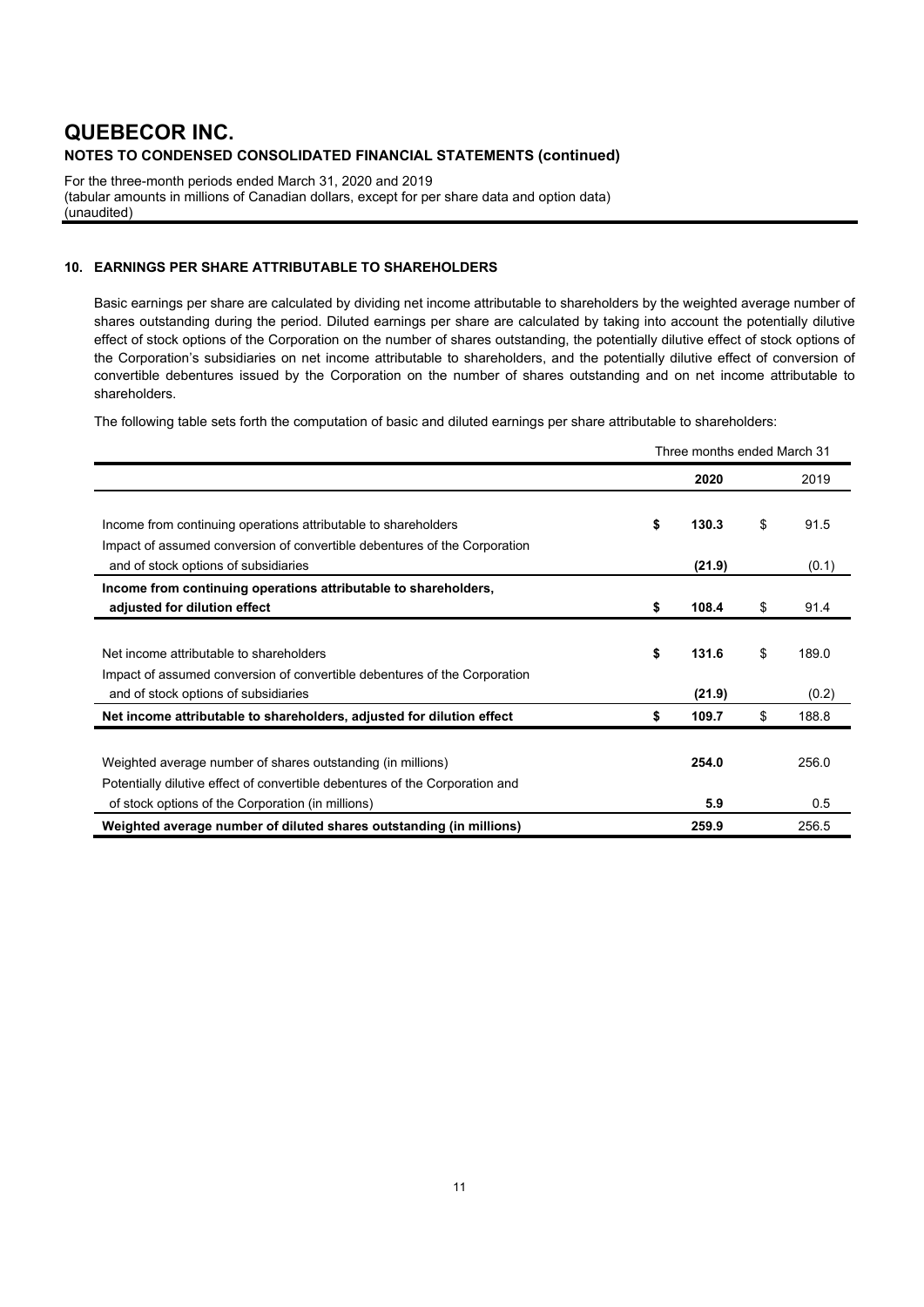# QUEBECOR INC.

## NOTES TO CONDENSED CONSOLIDATED FINANCIAL STATEMENTS (continued)

For the three-month periods ended March 31, 2020 and 2019
(tabular amounts in millions of Canadian dollars, except for per share data and option data)
(unaudited)

### 10. EARNINGS PER SHARE ATTRIBUTABLE TO SHAREHOLDERS

Basic earnings per share are calculated by dividing net income attributable to shareholders by the weighted average number of shares outstanding during the period. Diluted earnings per share are calculated by taking into account the potentially dilutive effect of stock options of the Corporation on the number of shares outstanding, the potentially dilutive effect of stock options of the Corporation's subsidiaries on net income attributable to shareholders, and the potentially dilutive effect of conversion of convertible debentures issued by the Corporation on the number of shares outstanding and on net income attributable to shareholders.

The following table sets forth the computation of basic and diluted earnings per share attributable to shareholders:

| | Three months ended March 31 | |
|---|---|---|
| | **2020** | 2019 |
| Income from continuing operations attributable to shareholders | **$ 130.3** | $ 91.5 |
| Impact of assumed conversion of convertible debentures of the Corporation and of stock options of subsidiaries | **(21.9)** | (0.1) |
| **Income from continuing operations attributable to shareholders, adjusted for dilution effect** | **$ 108.4** | $ 91.4 |
| Net income attributable to shareholders | **$ 131.6** | $ 189.0 |
| Impact of assumed conversion of convertible debentures of the Corporation and of stock options of subsidiaries | **(21.9)** | (0.2) |
| **Net income attributable to shareholders, adjusted for dilution effect** | **$ 109.7** | $ 188.8 |
| Weighted average number of shares outstanding (in millions) | **254.0** | 256.0 |
| Potentially dilutive effect of convertible debentures of the Corporation and of stock options of the Corporation (in millions) | **5.9** | 0.5 |
| **Weighted average number of diluted shares outstanding (in millions)** | **259.9** | 256.5 |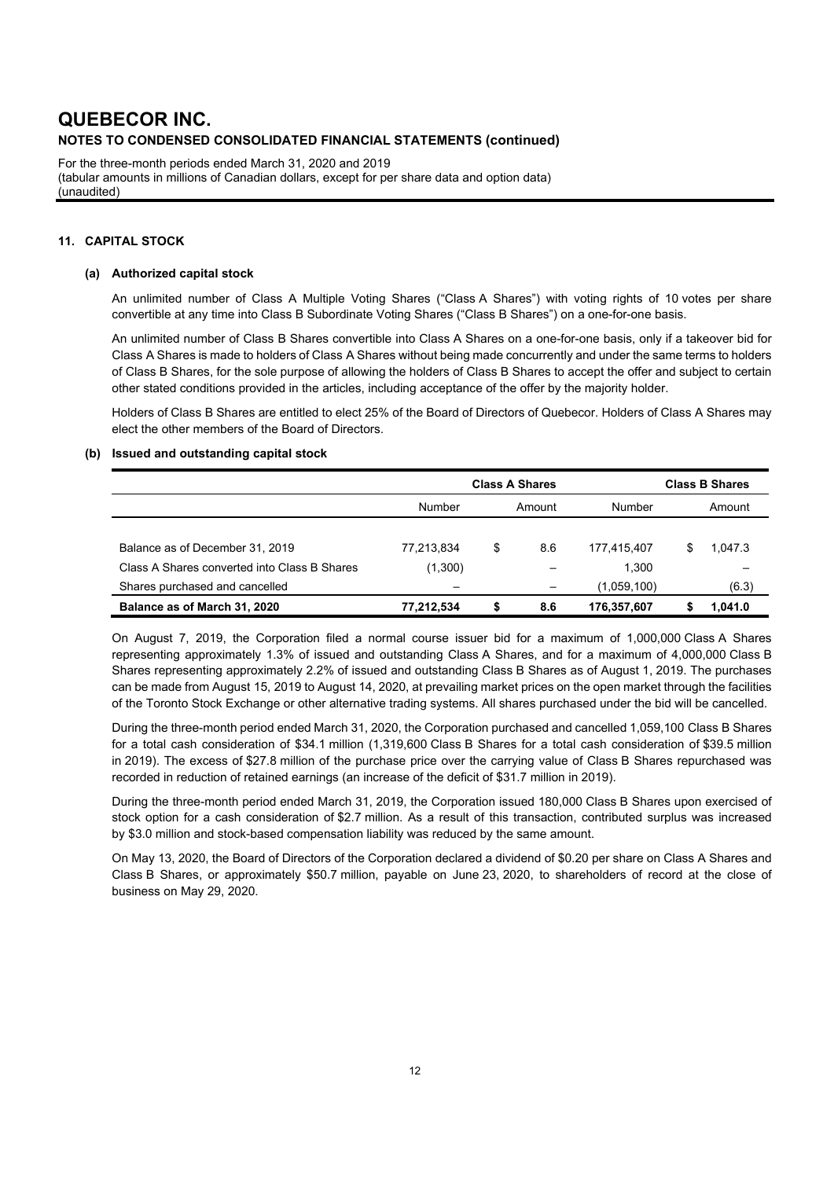# QUEBECOR INC.

**NOTES TO CONDENSED CONSOLIDATED FINANCIAL STATEMENTS (continued)**

For the three-month periods ended March 31, 2020 and 2019
(tabular amounts in millions of Canadian dollars, except for per share data and option data)
(unaudited)

## 11. CAPITAL STOCK

### (a) Authorized capital stock

An unlimited number of Class A Multiple Voting Shares ("Class A Shares") with voting rights of 10 votes per share convertible at any time into Class B Subordinate Voting Shares ("Class B Shares") on a one-for-one basis.

An unlimited number of Class B Shares convertible into Class A Shares on a one-for-one basis, only if a takeover bid for Class A Shares is made to holders of Class A Shares without being made concurrently and under the same terms to holders of Class B Shares, for the sole purpose of allowing the holders of Class B Shares to accept the offer and subject to certain other stated conditions provided in the articles, including acceptance of the offer by the majority holder.

Holders of Class B Shares are entitled to elect 25% of the Board of Directors of Quebecor. Holders of Class A Shares may elect the other members of the Board of Directors.

### (b) Issued and outstanding capital stock

| | Class A Shares | | Class B Shares | |
|---|---|---|---|---|
| | Number | Amount | Number | Amount |
| Balance as of December 31, 2019 | 77,213,834 | $ 8.6 | 177,415,407 | $ 1,047.3 |
| Class A Shares converted into Class B Shares | (1,300) | – | 1,300 | – |
| Shares purchased and cancelled | – | – | (1,059,100) | (6.3) |
| **Balance as of March 31, 2020** | **77,212,534** | **$ 8.6** | **176,357,607** | **$ 1,041.0** |

On August 7, 2019, the Corporation filed a normal course issuer bid for a maximum of 1,000,000 Class A Shares representing approximately 1.3% of issued and outstanding Class A Shares, and for a maximum of 4,000,000 Class B Shares representing approximately 2.2% of issued and outstanding Class B Shares as of August 1, 2019. The purchases can be made from August 15, 2019 to August 14, 2020, at prevailing market prices on the open market through the facilities of the Toronto Stock Exchange or other alternative trading systems. All shares purchased under the bid will be cancelled.

During the three-month period ended March 31, 2020, the Corporation purchased and cancelled 1,059,100 Class B Shares for a total cash consideration of $34.1 million (1,319,600 Class B Shares for a total cash consideration of $39.5 million in 2019). The excess of $27.8 million of the purchase price over the carrying value of Class B Shares repurchased was recorded in reduction of retained earnings (an increase of the deficit of $31.7 million in 2019).

During the three-month period ended March 31, 2019, the Corporation issued 180,000 Class B Shares upon exercised of stock option for a cash consideration of $2.7 million. As a result of this transaction, contributed surplus was increased by $3.0 million and stock-based compensation liability was reduced by the same amount.

On May 13, 2020, the Board of Directors of the Corporation declared a dividend of $0.20 per share on Class A Shares and Class B Shares, or approximately $50.7 million, payable on June 23, 2020, to shareholders of record at the close of business on May 29, 2020.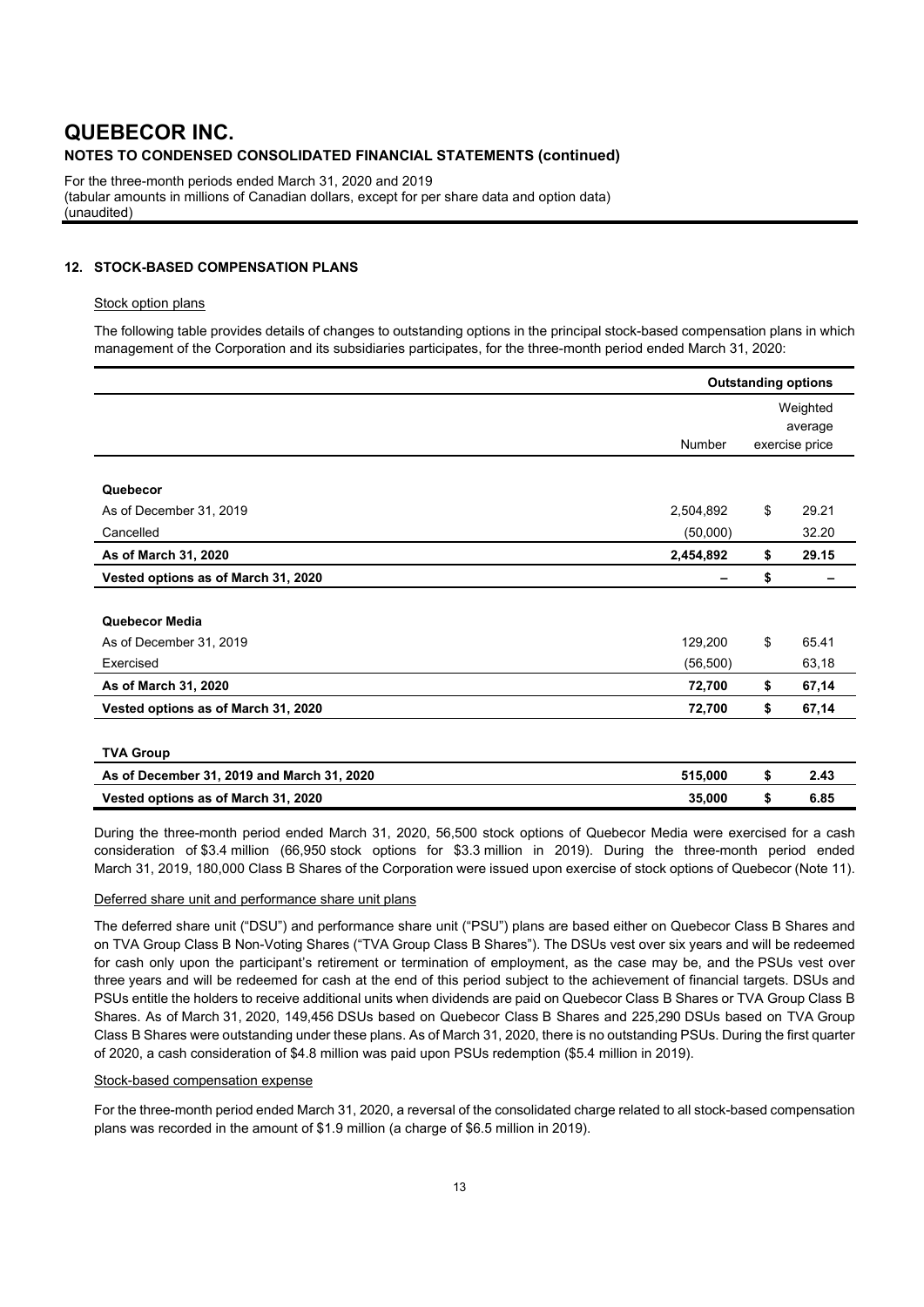# QUEBECOR INC.

## NOTES TO CONDENSED CONSOLIDATED FINANCIAL STATEMENTS (continued)

For the three-month periods ended March 31, 2020 and 2019
(tabular amounts in millions of Canadian dollars, except for per share data and option data)
(unaudited)

### 12. STOCK-BASED COMPENSATION PLANS

Stock option plans

The following table provides details of changes to outstanding options in the principal stock-based compensation plans in which management of the Corporation and its subsidiaries participates, for the three-month period ended March 31, 2020:

| | Outstanding options | |
|---|---|---|
| | Number | Weighted average exercise price |
| **Quebecor** | | |
| As of December 31, 2019 | 2,504,892 | $ 29.21 |
| Cancelled | (50,000) | 32.20 |
| **As of March 31, 2020** | **2,454,892** | **$ 29.15** |
| **Vested options as of March 31, 2020** | **–** | **$ –** |
| **Quebecor Media** | | |
| As of December 31, 2019 | 129,200 | $ 65.41 |
| Exercised | (56,500) | 63,18 |
| **As of March 31, 2020** | **72,700** | **$ 67,14** |
| **Vested options as of March 31, 2020** | **72,700** | **$ 67,14** |
| **TVA Group** | | |
| **As of December 31, 2019 and March 31, 2020** | **515,000** | **$ 2.43** |
| **Vested options as of March 31, 2020** | **35,000** | **$ 6.85** |

During the three-month period ended March 31, 2020, 56,500 stock options of Quebecor Media were exercised for a cash consideration of \$3.4 million (66,950 stock options for \$3.3 million in 2019). During the three-month period ended March 31, 2019, 180,000 Class B Shares of the Corporation were issued upon exercise of stock options of Quebecor (Note 11).

Deferred share unit and performance share unit plans

The deferred share unit ("DSU") and performance share unit ("PSU") plans are based either on Quebecor Class B Shares and on TVA Group Class B Non-Voting Shares ("TVA Group Class B Shares"). The DSUs vest over six years and will be redeemed for cash only upon the participant's retirement or termination of employment, as the case may be, and the PSUs vest over three years and will be redeemed for cash at the end of this period subject to the achievement of financial targets. DSUs and PSUs entitle the holders to receive additional units when dividends are paid on Quebecor Class B Shares or TVA Group Class B Shares. As of March 31, 2020, 149,456 DSUs based on Quebecor Class B Shares and 225,290 DSUs based on TVA Group Class B Shares were outstanding under these plans. As of March 31, 2020, there is no outstanding PSUs. During the first quarter of 2020, a cash consideration of \$4.8 million was paid upon PSUs redemption (\$5.4 million in 2019).

Stock-based compensation expense

For the three-month period ended March 31, 2020, a reversal of the consolidated charge related to all stock-based compensation plans was recorded in the amount of \$1.9 million (a charge of \$6.5 million in 2019).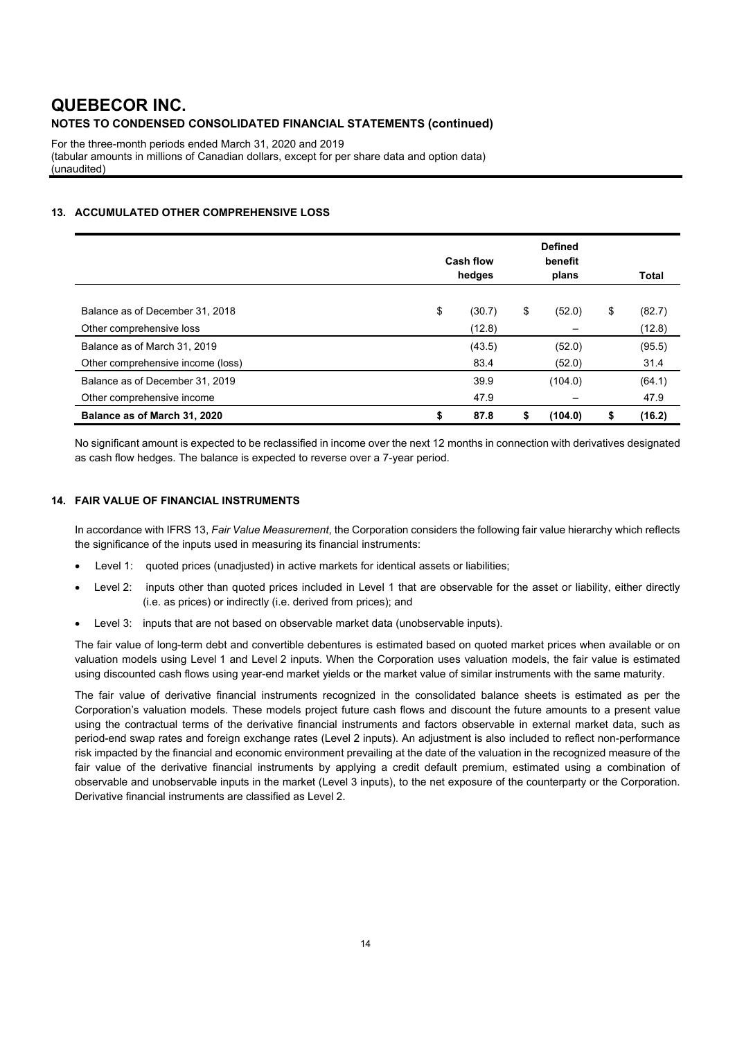# QUEBECOR INC.

**NOTES TO CONDENSED CONSOLIDATED FINANCIAL STATEMENTS (continued)**

For the three-month periods ended March 31, 2020 and 2019
(tabular amounts in millions of Canadian dollars, except for per share data and option data)
(unaudited)

## 13. ACCUMULATED OTHER COMPREHENSIVE LOSS

| | Cash flow hedges | Defined benefit plans | Total |
|---|---|---|---|
| Balance as of December 31, 2018 | $ (30.7) | $ (52.0) | $ (82.7) |
| Other comprehensive loss | (12.8) | – | (12.8) |
| Balance as of March 31, 2019 | (43.5) | (52.0) | (95.5) |
| Other comprehensive income (loss) | 83.4 | (52.0) | 31.4 |
| Balance as of December 31, 2019 | 39.9 | (104.0) | (64.1) |
| Other comprehensive income | 47.9 | – | 47.9 |
| **Balance as of March 31, 2020** | **$ 87.8** | **$ (104.0)** | **$ (16.2)** |

No significant amount is expected to be reclassified in income over the next 12 months in connection with derivatives designated as cash flow hedges. The balance is expected to reverse over a 7-year period.

## 14. FAIR VALUE OF FINANCIAL INSTRUMENTS

In accordance with IFRS 13, *Fair Value Measurement*, the Corporation considers the following fair value hierarchy which reflects the significance of the inputs used in measuring its financial instruments:

- Level 1: quoted prices (unadjusted) in active markets for identical assets or liabilities;
- Level 2: inputs other than quoted prices included in Level 1 that are observable for the asset or liability, either directly (i.e. as prices) or indirectly (i.e. derived from prices); and
- Level 3: inputs that are not based on observable market data (unobservable inputs).

The fair value of long-term debt and convertible debentures is estimated based on quoted market prices when available or on valuation models using Level 1 and Level 2 inputs. When the Corporation uses valuation models, the fair value is estimated using discounted cash flows using year-end market yields or the market value of similar instruments with the same maturity.

The fair value of derivative financial instruments recognized in the consolidated balance sheets is estimated as per the Corporation's valuation models. These models project future cash flows and discount the future amounts to a present value using the contractual terms of the derivative financial instruments and factors observable in external market data, such as period-end swap rates and foreign exchange rates (Level 2 inputs). An adjustment is also included to reflect non-performance risk impacted by the financial and economic environment prevailing at the date of the valuation in the recognized measure of the fair value of the derivative financial instruments by applying a credit default premium, estimated using a combination of observable and unobservable inputs in the market (Level 3 inputs), to the net exposure of the counterparty or the Corporation. Derivative financial instruments are classified as Level 2.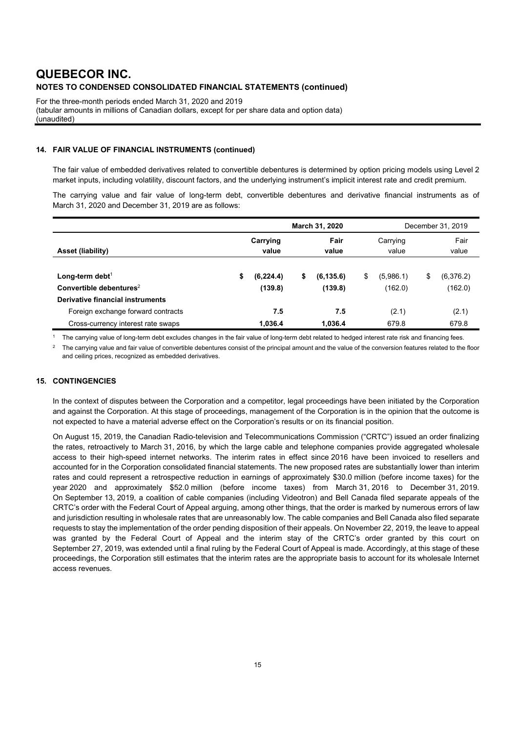### 14. FAIR VALUE OF FINANCIAL INSTRUMENTS (continued)

The fair value of embedded derivatives related to convertible debentures is determined by option pricing models using Level 2 market inputs, including volatility, discount factors, and the underlying instrument's implicit interest rate and credit premium.

The carrying value and fair value of long-term debt, convertible debentures and derivative financial instruments as of March 31, 2020 and December 31, 2019 are as follows:

| | March 31, 2020 | | December 31, 2019 | |
|---|---|---|---|---|
| **Asset (liability)** | **Carrying value** | **Fair value** | Carrying value | Fair value |
| **Long-term debt**[1] | **$ (6,224.4)** | **$ (6,135.6)** | $ (5,986.1) | $ (6,376.2) |
| **Convertible debentures**[2] | **(139.8)** | **(139.8)** | (162.0) | (162.0) |
| **Derivative financial instruments** | | | | |
| Foreign exchange forward contracts | **7.5** | **7.5** | (2.1) | (2.1) |
| Cross-currency interest rate swaps | **1,036.4** | **1,036.4** | 679.8 | 679.8 |

[1] The carrying value of long-term debt excludes changes in the fair value of long-term debt related to hedged interest rate risk and financing fees.

[2] The carrying value and fair value of convertible debentures consist of the principal amount and the value of the conversion features related to the floor and ceiling prices, recognized as embedded derivatives.

### 15. CONTINGENCIES

In the context of disputes between the Corporation and a competitor, legal proceedings have been initiated by the Corporation and against the Corporation. At this stage of proceedings, management of the Corporation is in the opinion that the outcome is not expected to have a material adverse effect on the Corporation's results or on its financial position.

On August 15, 2019, the Canadian Radio-television and Telecommunications Commission ("CRTC") issued an order finalizing the rates, retroactively to March 31, 2016, by which the large cable and telephone companies provide aggregated wholesale access to their high-speed internet networks. The interim rates in effect since 2016 have been invoiced to resellers and accounted for in the Corporation consolidated financial statements. The new proposed rates are substantially lower than interim rates and could represent a retrospective reduction in earnings of approximately $30.0 million (before income taxes) for the year 2020 and approximately $52.0 million (before income taxes) from March 31, 2016 to December 31, 2019. On September 13, 2019, a coalition of cable companies (including Videotron) and Bell Canada filed separate appeals of the CRTC's order with the Federal Court of Appeal arguing, among other things, that the order is marked by numerous errors of law and jurisdiction resulting in wholesale rates that are unreasonably low. The cable companies and Bell Canada also filed separate requests to stay the implementation of the order pending disposition of their appeals. On November 22, 2019, the leave to appeal was granted by the Federal Court of Appeal and the interim stay of the CRTC's order granted by this court on September 27, 2019, was extended until a final ruling by the Federal Court of Appeal is made. Accordingly, at this stage of these proceedings, the Corporation still estimates that the interim rates are the appropriate basis to account for its wholesale Internet access revenues.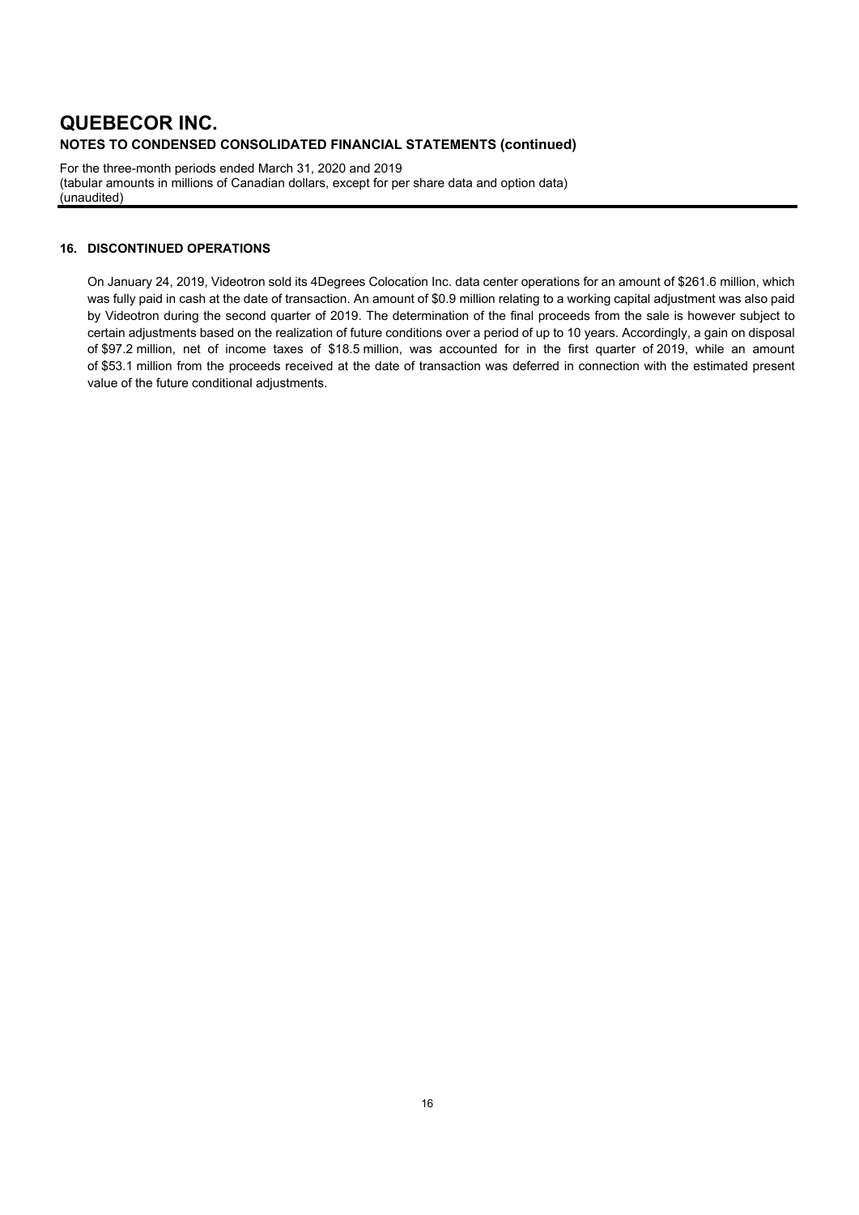## 16. DISCONTINUED OPERATIONS

On January 24, 2019, Videotron sold its 4Degrees Colocation Inc. data center operations for an amount of $261.6 million, which was fully paid in cash at the date of transaction. An amount of $0.9 million relating to a working capital adjustment was also paid by Videotron during the second quarter of 2019. The determination of the final proceeds from the sale is however subject to certain adjustments based on the realization of future conditions over a period of up to 10 years. Accordingly, a gain on disposal of $97.2 million, net of income taxes of $18.5 million, was accounted for in the first quarter of 2019, while an amount of $53.1 million from the proceeds received at the date of transaction was deferred in connection with the estimated present value of the future conditional adjustments.